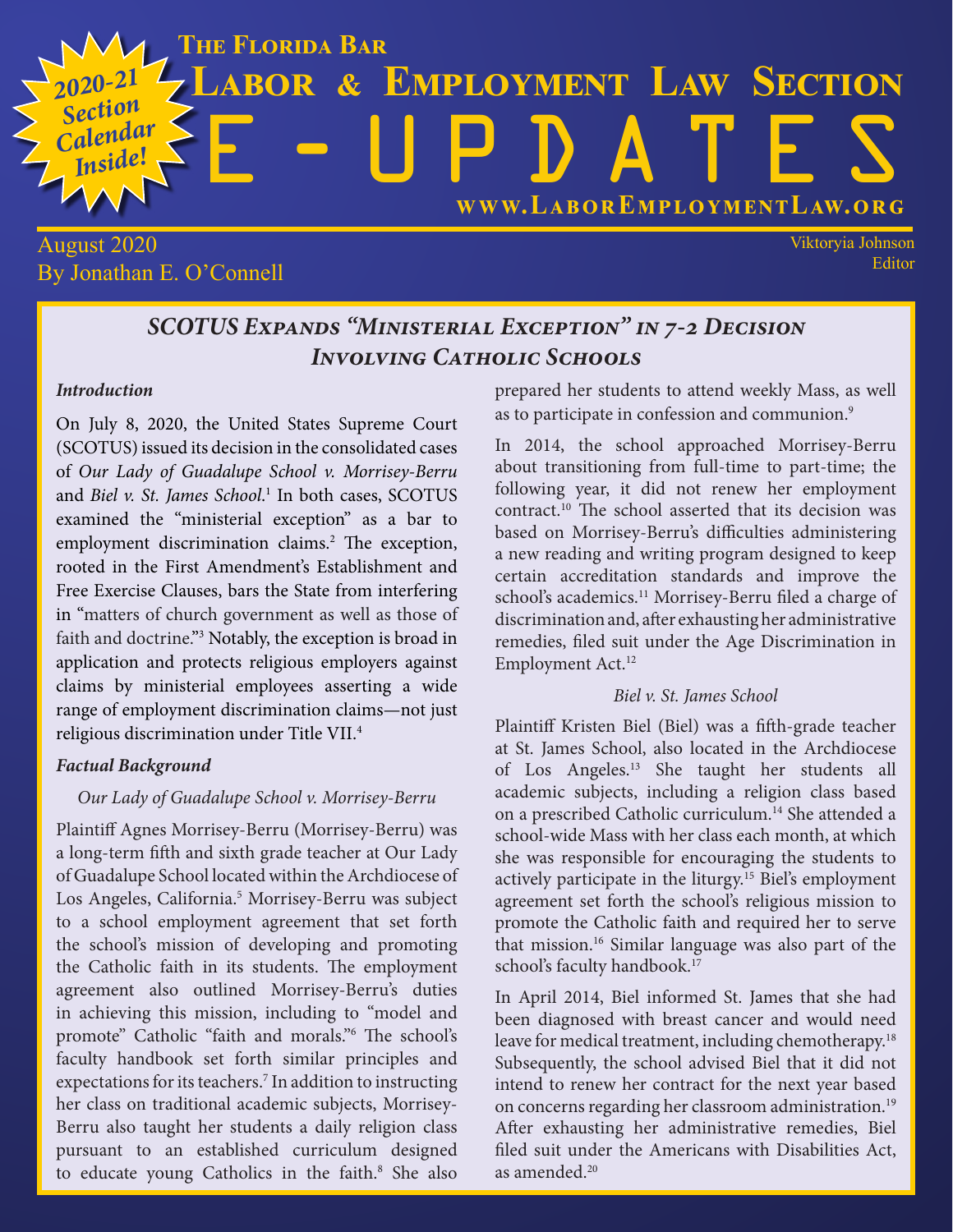# The Florida Bar

# Labor & Employment Law Section

# E-UPDATES

www.LaborEmploymentLaw.org

2020-21 Section Calendar Inside!

August 2020
By Jonathan E. O'Connell

Viktoryia Johnson
Editor

## *SCOTUS Expands "Ministerial Exception" in 7-2 Decision Involving Catholic Schools*

***Introduction***

On July 8, 2020, the United States Supreme Court (SCOTUS) issued its decision in the consolidated cases of *Our Lady of Guadalupe School v. Morrisey-Berru* and *Biel v. St. James School*.[1] In both cases, SCOTUS examined the "ministerial exception" as a bar to employment discrimination claims.[2] The exception, rooted in the First Amendment's Establishment and Free Exercise Clauses, bars the State from interfering in "matters of church government as well as those of faith and doctrine."[3] Notably, the exception is broad in application and protects religious employers against claims by ministerial employees asserting a wide range of employment discrimination claims—not just religious discrimination under Title VII.[4]

***Factual Background***

*Our Lady of Guadalupe School v. Morrisey-Berru*

Plaintiff Agnes Morrisey-Berru (Morrisey-Berru) was a long-term fifth and sixth grade teacher at Our Lady of Guadalupe School located within the Archdiocese of Los Angeles, California.[5] Morrisey-Berru was subject to a school employment agreement that set forth the school's mission of developing and promoting the Catholic faith in its students. The employment agreement also outlined Morrisey-Berru's duties in achieving this mission, including to "model and promote" Catholic "faith and morals."[6] The school's faculty handbook set forth similar principles and expectations for its teachers.[7] In addition to instructing her class on traditional academic subjects, Morrisey-Berru also taught her students a daily religion class pursuant to an established curriculum designed to educate young Catholics in the faith.[8] She also prepared her students to attend weekly Mass, as well as to participate in confession and communion.[9]

In 2014, the school approached Morrisey-Berru about transitioning from full-time to part-time; the following year, it did not renew her employment contract.[10] The school asserted that its decision was based on Morrisey-Berru's difficulties administering a new reading and writing program designed to keep certain accreditation standards and improve the school's academics.[11] Morrisey-Berru filed a charge of discrimination and, after exhausting her administrative remedies, filed suit under the Age Discrimination in Employment Act.[12]

*Biel v. St. James School*

Plaintiff Kristen Biel (Biel) was a fifth-grade teacher at St. James School, also located in the Archdiocese of Los Angeles.[13] She taught her students all academic subjects, including a religion class based on a prescribed Catholic curriculum.[14] She attended a school-wide Mass with her class each month, at which she was responsible for encouraging the students to actively participate in the liturgy.[15] Biel's employment agreement set forth the school's religious mission to promote the Catholic faith and required her to serve that mission.[16] Similar language was also part of the school's faculty handbook.[17]

In April 2014, Biel informed St. James that she had been diagnosed with breast cancer and would need leave for medical treatment, including chemotherapy.[18] Subsequently, the school advised Biel that it did not intend to renew her contract for the next year based on concerns regarding her classroom administration.[19] After exhausting her administrative remedies, Biel filed suit under the Americans with Disabilities Act, as amended.[20]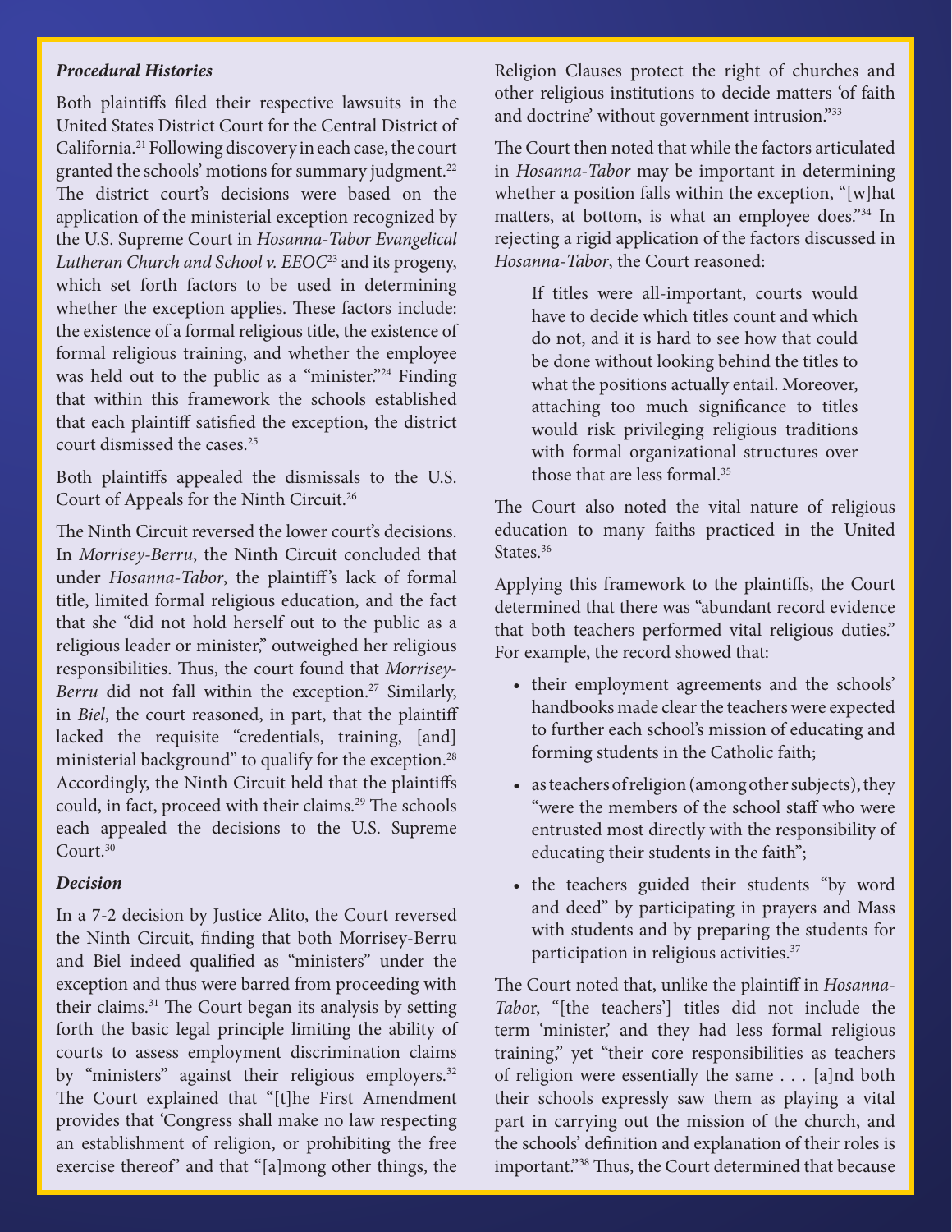### *Procedural Histories*

Both plaintiffs filed their respective lawsuits in the United States District Court for the Central District of California.[21] Following discovery in each case, the court granted the schools' motions for summary judgment.[22] The district court's decisions were based on the application of the ministerial exception recognized by the U.S. Supreme Court in *Hosanna-Tabor Evangelical Lutheran Church and School v. EEOC*[23] and its progeny, which set forth factors to be used in determining whether the exception applies. These factors include: the existence of a formal religious title, the existence of formal religious training, and whether the employee was held out to the public as a "minister."[24] Finding that within this framework the schools established that each plaintiff satisfied the exception, the district court dismissed the cases.[25]

Both plaintiffs appealed the dismissals to the U.S. Court of Appeals for the Ninth Circuit.[26]

The Ninth Circuit reversed the lower court's decisions. In *Morrisey-Berru*, the Ninth Circuit concluded that under *Hosanna-Tabor*, the plaintiff's lack of formal title, limited formal religious education, and the fact that she "did not hold herself out to the public as a religious leader or minister," outweighed her religious responsibilities. Thus, the court found that *Morrisey-Berru* did not fall within the exception.[27] Similarly, in *Biel*, the court reasoned, in part, that the plaintiff lacked the requisite "credentials, training, [and] ministerial background" to qualify for the exception.[28] Accordingly, the Ninth Circuit held that the plaintiffs could, in fact, proceed with their claims.[29] The schools each appealed the decisions to the U.S. Supreme Court.[30]

### *Decision*

In a 7-2 decision by Justice Alito, the Court reversed the Ninth Circuit, finding that both Morrisey-Berru and Biel indeed qualified as "ministers" under the exception and thus were barred from proceeding with their claims.[31] The Court began its analysis by setting forth the basic legal principle limiting the ability of courts to assess employment discrimination claims by "ministers" against their religious employers.[32] The Court explained that "[t]he First Amendment provides that 'Congress shall make no law respecting an establishment of religion, or prohibiting the free exercise thereof' and that "[a]mong other things, the Religion Clauses protect the right of churches and other religious institutions to decide matters 'of faith and doctrine' without government intrusion."[33]

The Court then noted that while the factors articulated in *Hosanna-Tabor* may be important in determining whether a position falls within the exception, "[w]hat matters, at bottom, is what an employee does."[34] In rejecting a rigid application of the factors discussed in *Hosanna-Tabor*, the Court reasoned:

> If titles were all-important, courts would have to decide which titles count and which do not, and it is hard to see how that could be done without looking behind the titles to what the positions actually entail. Moreover, attaching too much significance to titles would risk privileging religious traditions with formal organizational structures over those that are less formal.[35]

The Court also noted the vital nature of religious education to many faiths practiced in the United States.[36]

Applying this framework to the plaintiffs, the Court determined that there was "abundant record evidence that both teachers performed vital religious duties." For example, the record showed that:

- their employment agreements and the schools' handbooks made clear the teachers were expected to further each school's mission of educating and forming students in the Catholic faith;
- as teachers of religion (among other subjects), they "were the members of the school staff who were entrusted most directly with the responsibility of educating their students in the faith";
- the teachers guided their students "by word and deed" by participating in prayers and Mass with students and by preparing the students for participation in religious activities.[37]

The Court noted that, unlike the plaintiff in *Hosanna-Tabor*, "[the teachers'] titles did not include the term 'minister,' and they had less formal religious training," yet "their core responsibilities as teachers of religion were essentially the same . . . [a]nd both their schools expressly saw them as playing a vital part in carrying out the mission of the church, and the schools' definition and explanation of their roles is important."[38] Thus, the Court determined that because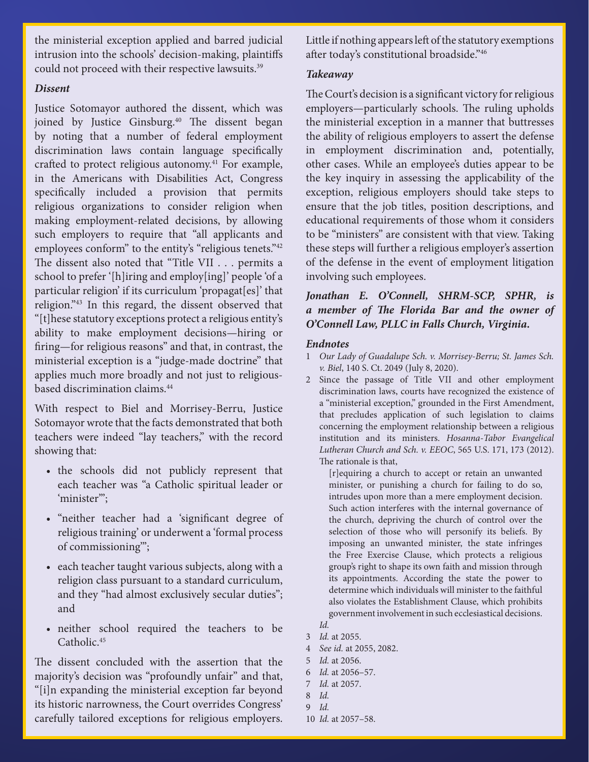the ministerial exception applied and barred judicial intrusion into the schools' decision-making, plaintiffs could not proceed with their respective lawsuits.[39]

***Dissent***

Justice Sotomayor authored the dissent, which was joined by Justice Ginsburg.[40] The dissent began by noting that a number of federal employment discrimination laws contain language specifically crafted to protect religious autonomy.[41] For example, in the Americans with Disabilities Act, Congress specifically included a provision that permits religious organizations to consider religion when making employment-related decisions, by allowing such employers to require that "all applicants and employees conform" to the entity's "religious tenets."[42] The dissent also noted that "Title VII . . . permits a school to prefer '[h]iring and employ[ing]' people 'of a particular religion' if its curriculum 'propagat[es]' that religion."[43] In this regard, the dissent observed that "[t]hese statutory exceptions protect a religious entity's ability to make employment decisions—hiring or firing—for religious reasons" and that, in contrast, the ministerial exception is a "judge-made doctrine" that applies much more broadly and not just to religious-based discrimination claims.[44]

With respect to Biel and Morrisey-Berru, Justice Sotomayor wrote that the facts demonstrated that both teachers were indeed "lay teachers," with the record showing that:

- the schools did not publicly represent that each teacher was "a Catholic spiritual leader or 'minister'";
- "neither teacher had a 'significant degree of religious training' or underwent a 'formal process of commissioning'";
- each teacher taught various subjects, along with a religion class pursuant to a standard curriculum, and they "had almost exclusively secular duties"; and
- neither school required the teachers to be Catholic.[45]

The dissent concluded with the assertion that the majority's decision was "profoundly unfair" and that, "[i]n expanding the ministerial exception far beyond its historic narrowness, the Court overrides Congress' carefully tailored exceptions for religious employers. Little if nothing appears left of the statutory exemptions after today's constitutional broadside."[46]

***Takeaway***

The Court's decision is a significant victory for religious employers—particularly schools. The ruling upholds the ministerial exception in a manner that buttresses the ability of religious employers to assert the defense in employment discrimination and, potentially, other cases. While an employee's duties appear to be the key inquiry in assessing the applicability of the exception, religious employers should take steps to ensure that the job titles, position descriptions, and educational requirements of those whom it considers to be "ministers" are consistent with that view. Taking these steps will further a religious employer's assertion of the defense in the event of employment litigation involving such employees.

***Jonathan E. O'Connell, SHRM-SCP, SPHR, is a member of The Florida Bar and the owner of O'Connell Law, PLLC in Falls Church, Virginia.***

***Endnotes***

1 *Our Lady of Guadalupe Sch. v. Morrisey-Berru; St. James Sch. v. Biel*, 140 S. Ct. 2049 (July 8, 2020).

2 Since the passage of Title VII and other employment discrimination laws, courts have recognized the existence of a "ministerial exception," grounded in the First Amendment, that precludes application of such legislation to claims concerning the employment relationship between a religious institution and its ministers. *Hosanna-Tabor Evangelical Lutheran Church and Sch. v. EEOC*, 565 U.S. 171, 173 (2012). The rationale is that,

> [r]equiring a church to accept or retain an unwanted minister, or punishing a church for failing to do so, intrudes upon more than a mere employment decision. Such action interferes with the internal governance of the church, depriving the church of control over the selection of those who will personify its beliefs. By imposing an unwanted minister, the state infringes the Free Exercise Clause, which protects a religious group's right to shape its own faith and mission through its appointments. According the state the power to determine which individuals will minister to the faithful also violates the Establishment Clause, which prohibits government involvement in such ecclesiastical decisions.

*Id.*

3 *Id.* at 2055.

4 *See id.* at 2055, 2082.

5 *Id.* at 2056.

6 *Id.* at 2056–57.

7 *Id.* at 2057.

8 *Id.*

9 *Id.*

10 *Id.* at 2057–58.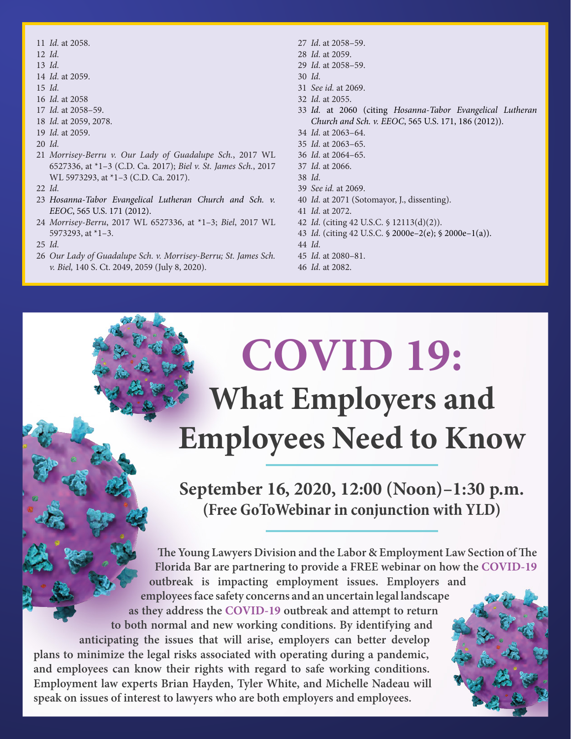11 *Id.* at 2058.
12 *Id.*
13 *Id.*
14 *Id.* at 2059.
15 *Id.*
16 *Id.* at 2058
17 *Id.* at 2058–59.
18 *Id.* at 2059, 2078.
19 *Id.* at 2059.
20 *Id.*
21 *Morrisey-Berru v. Our Lady of Guadalupe Sch.*, 2017 WL 6527336, at *1–3 (C.D. Ca. 2017); *Biel v. St. James Sch.*, 2017 WL 5973293, at *1–3 (C.D. Ca. 2017).
22 *Id.*
23 *Hosanna-Tabor Evangelical Lutheran Church and Sch. v. EEOC*, 565 U.S. 171 (2012).
24 *Morrisey-Berru*, 2017 WL 6527336, at *1–3; *Biel*, 2017 WL 5973293, at *1–3.
25 *Id.*
26 *Our Lady of Guadalupe Sch. v. Morrisey-Berru; St. James Sch. v. Biel,* 140 S. Ct. 2049, 2059 (July 8, 2020).
27 *Id.* at 2058–59.
28 *Id.* at 2059.
29 *Id.* at 2058–59.
30 *Id.*
31 *See id.* at 2069.
32 *Id.* at 2055.
33 *Id.* at 2060 (citing *Hosanna-Tabor Evangelical Lutheran Church and Sch. v. EEOC*, 565 U.S. 171, 186 (2012)).
34 *Id.* at 2063–64.
35 *Id.* at 2063–65.
36 *Id.* at 2064–65.
37 *Id.* at 2066.
38 *Id.*
39 *See id.* at 2069.
40 *Id.* at 2071 (Sotomayor, J., dissenting).
41 *Id.* at 2072.
42 *Id.* (citing 42 U.S.C. § 12113(d)(2)).
43 *Id.* (citing 42 U.S.C. § 2000e–2(e); § 2000e–1(a)).
44 *Id.*
45 *Id.* at 2080–81.
46 *Id.* at 2082.

# COVID 19:
# What Employers and Employees Need to Know

## September 16, 2020, 12:00 (Noon)–1:30 p.m.
### (Free GoToWebinar in conjunction with YLD)

**The Young Lawyers Division and the Labor & Employment Law Section of The Florida Bar are partnering to provide a FREE webinar on how the COVID-19 outbreak is impacting employment issues. Employers and employees face safety concerns and an uncertain legal landscape as they address the COVID-19 outbreak and attempt to return to both normal and new working conditions. By identifying and anticipating the issues that will arise, employers can better develop plans to minimize the legal risks associated with operating during a pandemic, and employees can know their rights with regard to safe working conditions. Employment law experts Brian Hayden, Tyler White, and Michelle Nadeau will speak on issues of interest to lawyers who are both employers and employees.**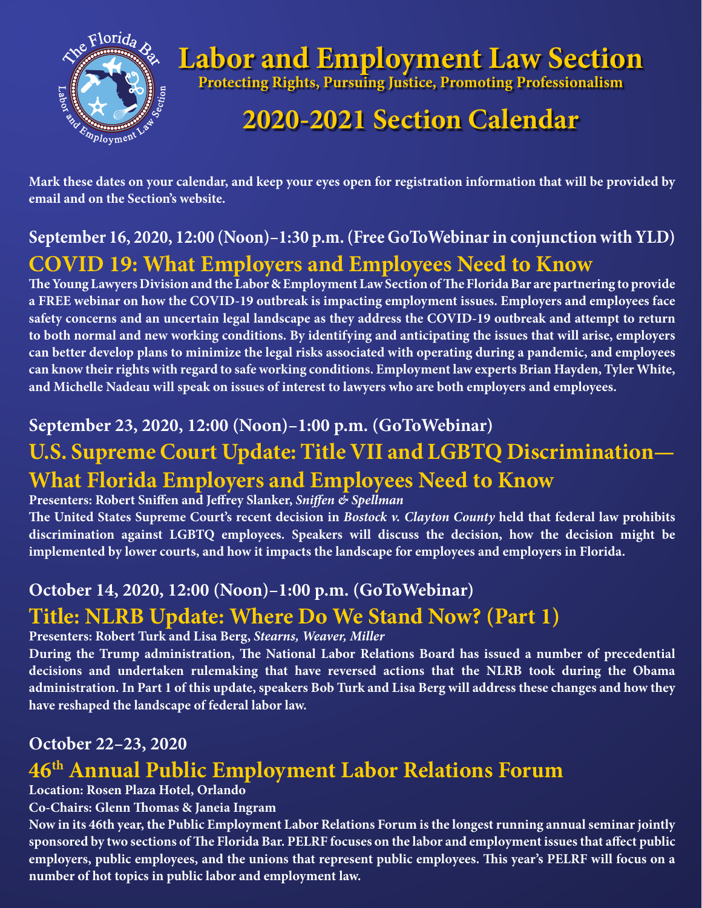# Labor and Employment Law Section

**Protecting Rights, Pursuing Justice, Promoting Professionalism**

## 2020-2021 Section Calendar

**Mark these dates on your calendar, and keep your eyes open for registration information that will be provided by email and on the Section's website.**

### September 16, 2020, 12:00 (Noon)–1:30 p.m. (Free GoToWebinar in conjunction with YLD)

## COVID 19: What Employers and Employees Need to Know

**The Young Lawyers Division and the Labor & Employment Law Section of The Florida Bar are partnering to provide a FREE webinar on how the COVID-19 outbreak is impacting employment issues. Employers and employees face safety concerns and an uncertain legal landscape as they address the COVID-19 outbreak and attempt to return to both normal and new working conditions. By identifying and anticipating the issues that will arise, employers can better develop plans to minimize the legal risks associated with operating during a pandemic, and employees can know their rights with regard to safe working conditions. Employment law experts Brian Hayden, Tyler White, and Michelle Nadeau will speak on issues of interest to lawyers who are both employers and employees.**

### September 23, 2020, 12:00 (Noon)–1:00 p.m. (GoToWebinar)

## U.S. Supreme Court Update: Title VII and LGBTQ Discrimination—What Florida Employers and Employees Need to Know

**Presenters: Robert Sniffen and Jeffrey Slanker, *Sniffen & Spellman***

**The United States Supreme Court's recent decision in *Bostock v. Clayton County* held that federal law prohibits discrimination against LGBTQ employees. Speakers will discuss the decision, how the decision might be implemented by lower courts, and how it impacts the landscape for employees and employers in Florida.**

### October 14, 2020, 12:00 (Noon)–1:00 p.m. (GoToWebinar)

## Title: NLRB Update: Where Do We Stand Now? (Part 1)

**Presenters: Robert Turk and Lisa Berg, *Stearns, Weaver, Miller***

**During the Trump administration, The National Labor Relations Board has issued a number of precedential decisions and undertaken rulemaking that have reversed actions that the NLRB took during the Obama administration. In Part 1 of this update, speakers Bob Turk and Lisa Berg will address these changes and how they have reshaped the landscape of federal labor law.**

### October 22–23, 2020

## 46th Annual Public Employment Labor Relations Forum

**Location: Rosen Plaza Hotel, Orlando**

**Co-Chairs: Glenn Thomas & Janeia Ingram**

**Now in its 46th year, the Public Employment Labor Relations Forum is the longest running annual seminar jointly sponsored by two sections of The Florida Bar. PELRF focuses on the labor and employment issues that affect public employers, public employees, and the unions that represent public employees. This year's PELRF will focus on a number of hot topics in public labor and employment law.**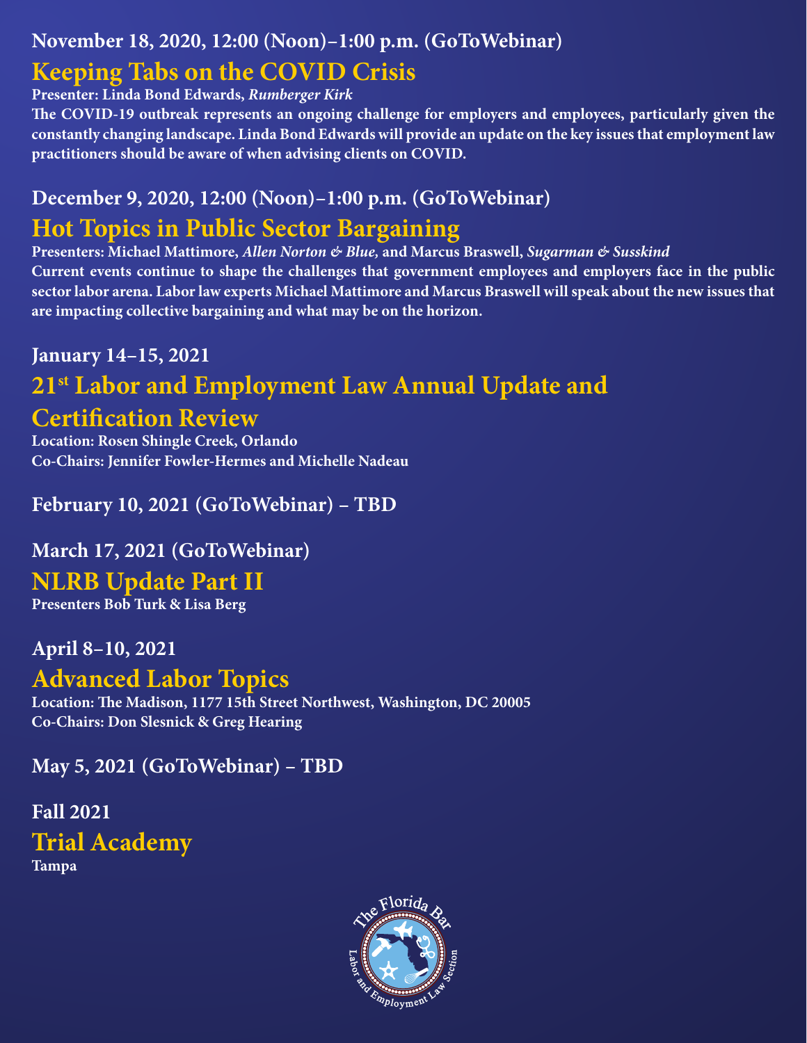**November 18, 2020, 12:00 (Noon)–1:00 p.m. (GoToWebinar)**

## Keeping Tabs on the COVID Crisis

**Presenter: Linda Bond Edwards,** ***Rumberger Kirk***

**The COVID-19 outbreak represents an ongoing challenge for employers and employees, particularly given the constantly changing landscape. Linda Bond Edwards will provide an update on the key issues that employment law practitioners should be aware of when advising clients on COVID.**

**December 9, 2020, 12:00 (Noon)–1:00 p.m. (GoToWebinar)**

## Hot Topics in Public Sector Bargaining

**Presenters: Michael Mattimore,** ***Allen Norton & Blue,*** **and Marcus Braswell,** ***Sugarman & Susskind***

**Current events continue to shape the challenges that government employees and employers face in the public sector labor arena. Labor law experts Michael Mattimore and Marcus Braswell will speak about the new issues that are impacting collective bargaining and what may be on the horizon.**

**January 14–15, 2021**

## 21st Labor and Employment Law Annual Update and Certification Review

**Location: Rosen Shingle Creek, Orlando**
**Co-Chairs: Jennifer Fowler-Hermes and Michelle Nadeau**

**February 10, 2021 (GoToWebinar) – TBD**

**March 17, 2021 (GoToWebinar)**

## NLRB Update Part II

**Presenters Bob Turk & Lisa Berg**

**April 8–10, 2021**

## Advanced Labor Topics

**Location: The Madison, 1177 15th Street Northwest, Washington, DC 20005**
**Co-Chairs: Don Slesnick & Greg Hearing**

**May 5, 2021 (GoToWebinar) – TBD**

**Fall 2021**

## Trial Academy

**Tampa**

The Florida Bar
Labor and Employment Law Section